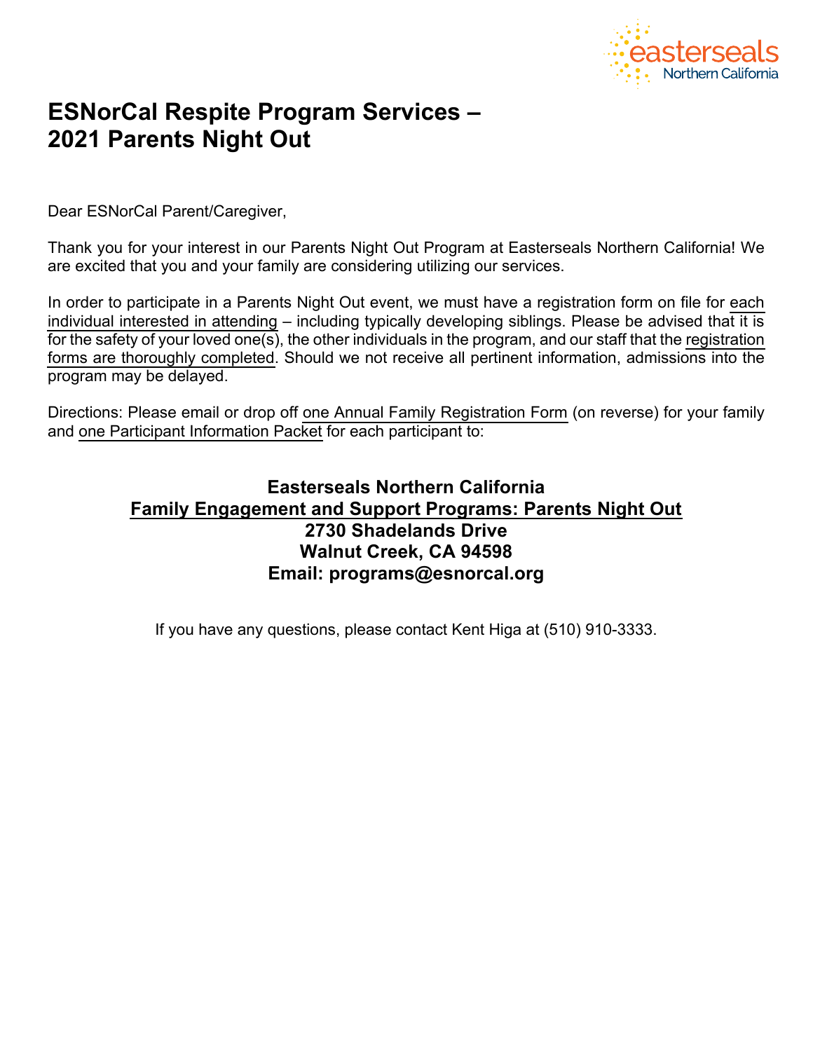# ESNorCal Respite Program Services – 2021 Parents Night Out

Dear ESNorCal Parent/Caregiver,

Thank you for your interest in our Parents Night Out Program at Easterseals Northern California! We are excited that you and your family are considering utilizing our services.

In order to participate in a Parents Night Out event, we must have a registration form on file for each individual interested in attending – including typically developing siblings. Please be advised that it is for the safety of your loved one(s), the other individuals in the program, and our staff that the registration forms are thoroughly completed. Should we not receive all pertinent information, admissions into the program may be delayed.

Directions: Please email or drop off one Annual Family Registration Form (on reverse) for your family and one Participant Information Packet for each participant to:

**Easterseals Northern California**
**Family Engagement and Support Programs: Parents Night Out**
**2730 Shadelands Drive**
**Walnut Creek, CA 94598**
**Email: programs@esnorcal.org**

If you have any questions, please contact Kent Higa at (510) 910-3333.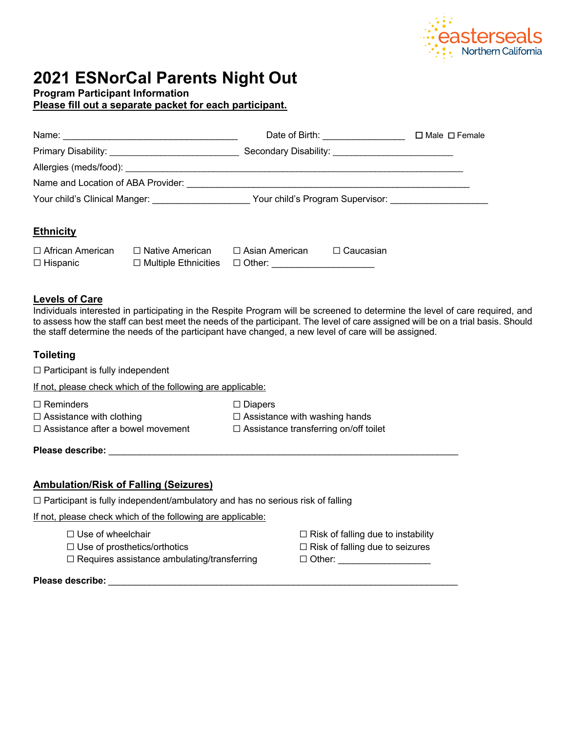# 2021 ESNorCal Parents Night Out

**Program Participant Information**

**<u>Please fill out a separate packet for each participant.</u>**

Name: ________________________________ Date of Birth: _______________ ☐ Male ☐ Female

Primary Disability: ________________________ Secondary Disability: ______________________

Allergies (meds/food): ________________________________________________________________

Name and Location of ABA Provider: _____________________________________________________

Your child's Clinical Manger: __________________ Your child's Program Supervisor: __________________

## <u>Ethnicity</u>

☐ African American ☐ Native American ☐ Asian American ☐ Caucasian
☐ Hispanic ☐ Multiple Ethnicities ☐ Other: __________________

## <u>Levels of Care</u>

Individuals interested in participating in the Respite Program will be screened to determine the level of care required, and to assess how the staff can best meet the needs of the participant. The level of care assigned will be on a trial basis. Should the staff determine the needs of the participant have changed, a new level of care will be assigned.

### Toileting

☐ Participant is fully independent

<u>If not, please check which of the following are applicable:</u>

☐ Reminders
☐ Assistance with clothing
☐ Assistance after a bowel movement
☐ Diapers
☐ Assistance with washing hands
☐ Assistance transferring on/off toilet

**Please describe:** ________________________________________________________________

## <u>Ambulation/Risk of Falling (Seizures)</u>

☐ Participant is fully independent/ambulatory and has no serious risk of falling

<u>If not, please check which of the following are applicable:</u>

☐ Use of wheelchair
☐ Use of prosthetics/orthotics
☐ Requires assistance ambulating/transferring
☐ Risk of falling due to instability
☐ Risk of falling due to seizures
☐ Other: ________________

**Please describe:** ________________________________________________________________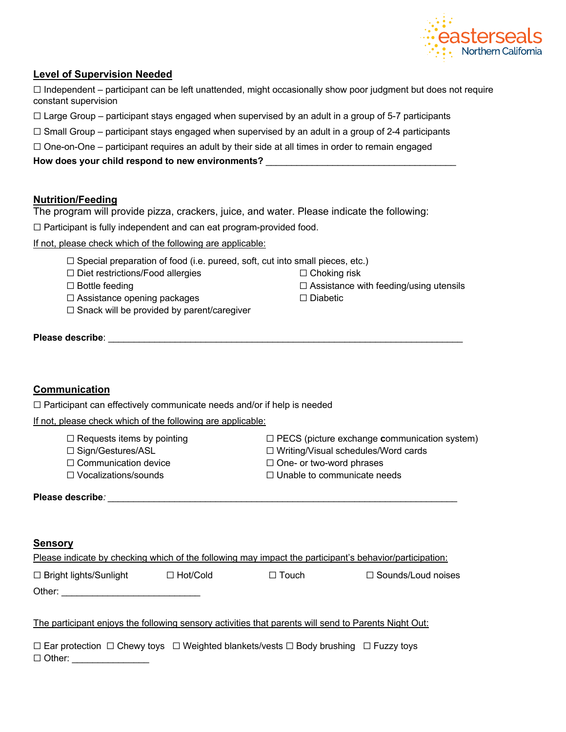## Level of Supervision Needed

☐ Independent – participant can be left unattended, might occasionally show poor judgment but does not require constant supervision

☐ Large Group – participant stays engaged when supervised by an adult in a group of 5-7 participants

☐ Small Group – participant stays engaged when supervised by an adult in a group of 2-4 participants

☐ One-on-One – participant requires an adult by their side at all times in order to remain engaged

**How does your child respond to new environments?** ______________________________________

## Nutrition/Feeding

The program will provide pizza, crackers, juice, and water. Please indicate the following:

☐ Participant is fully independent and can eat program-provided food.

If not, please check which of the following are applicable:

☐ Special preparation of food (i.e. pureed, soft, cut into small pieces, etc.)
☐ Diet restrictions/Food allergies
☐ Choking risk
☐ Bottle feeding
☐ Assistance with feeding/using utensils
☐ Assistance opening packages
☐ Diabetic
☐ Snack will be provided by parent/caregiver

**Please describe**: ________________________________________________________________________

## Communication

☐ Participant can effectively communicate needs and/or if help is needed

If not, please check which of the following are applicable:

☐ Requests items by pointing
☐ PECS (picture exchange **c**ommunication system)
☐ Sign/Gestures/ASL
☐ Writing/Visual schedules/Word cards
☐ Communication device
☐ One- or two-word phrases
☐ Vocalizations/sounds
☐ Unable to communicate needs

**Please describe***:* ______________________________________________________________________

## Sensory

Please indicate by checking which of the following may impact the participant's behavior/participation:

☐ Bright lights/Sunlight ☐ Hot/Cold ☐ Touch ☐ Sounds/Loud noises

Other: ___________________________

The participant enjoys the following sensory activities that parents will send to Parents Night Out:

☐ Ear protection ☐ Chewy toys ☐ Weighted blankets/vests ☐ Body brushing ☐ Fuzzy toys
☐ Other: _______________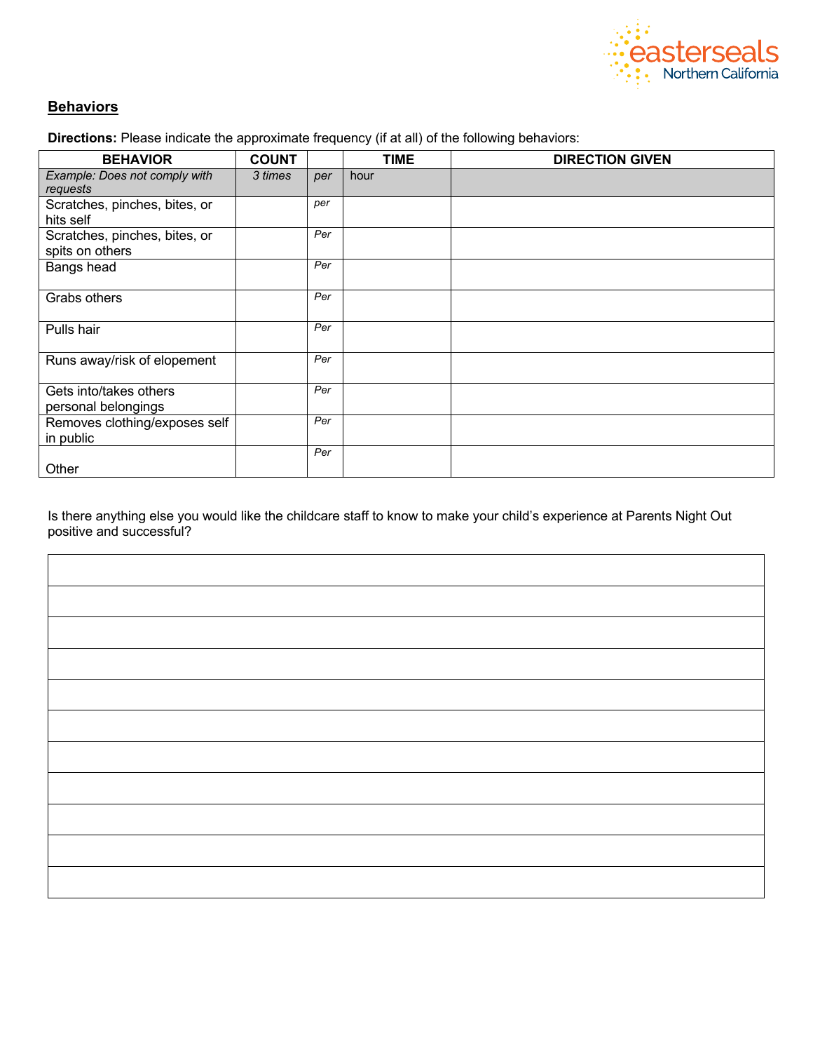## Behaviors

**Directions:** Please indicate the approximate frequency (if at all) of the following behaviors:

| BEHAVIOR | COUNT | | TIME | DIRECTION GIVEN |
|---|---|---|---|---|
| *Example: Does not comply with requests* | *3 times* | *per* | hour | |
| Scratches, pinches, bites, or hits self | | *per* | | |
| Scratches, pinches, bites, or spits on others | | *Per* | | |
| Bangs head | | *Per* | | |
| Grabs others | | *Per* | | |
| Pulls hair | | *Per* | | |
| Runs away/risk of elopement | | *Per* | | |
| Gets into/takes others personal belongings | | *Per* | | |
| Removes clothing/exposes self in public | | *Per* | | |
| Other | | *Per* | | |

Is there anything else you would like the childcare staff to know to make your child's experience at Parents Night Out positive and successful?

| |
|---|
| |
| |
| |
| |
| |
| |
| |
| |
| |
| |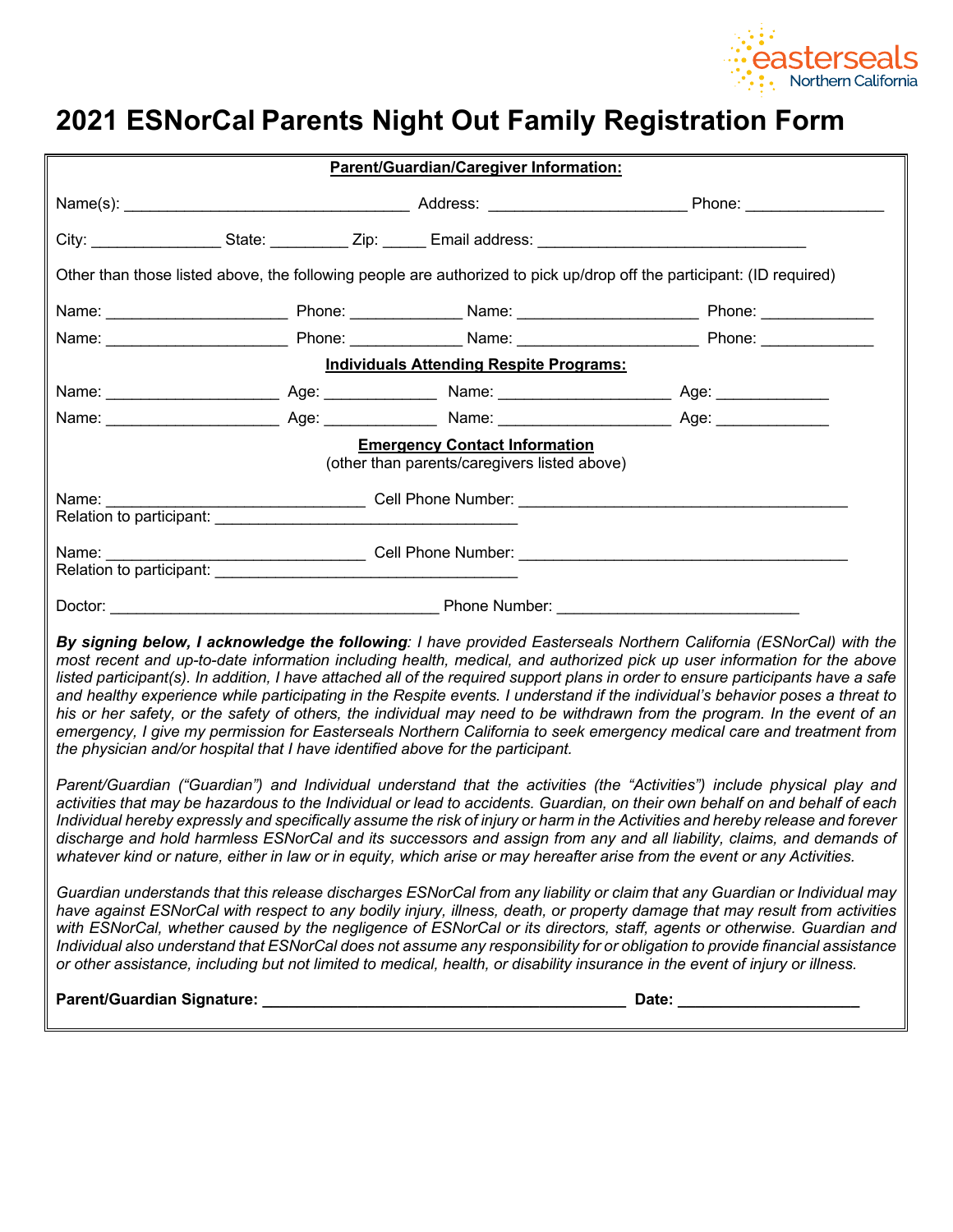# 2021 ESNorCal Parents Night Out Family Registration Form

**Parent/Guardian/Caregiver Information:**

Name(s): _________________________________ Address: ______________________ Phone: _______________

City: _______________ State: _________ Zip: _____ Email address: _______________________________

Other than those listed above, the following people are authorized to pick up/drop off the participant: (ID required)

Name: ____________________ Phone: _____________ Name: ____________________ Phone: _____________

Name: ____________________ Phone: _____________ Name: ____________________ Phone: _____________

**Individuals Attending Respite Programs:**

Name: ___________________ Age: _____________ Name: ___________________ Age: _____________

Name: ___________________ Age: _____________ Name: ___________________ Age: _____________

**Emergency Contact Information**
(other than parents/caregivers listed above)

Name: ______________________________ Cell Phone Number: ______________________________________
Relation to participant: ___________________________________

Name: ______________________________ Cell Phone Number: ______________________________________
Relation to participant: ___________________________________

Doctor: ______________________________________ Phone Number: ___________________________

***By signing below, I acknowledge the following**: I have provided Easterseals Northern California (ESNorCal) with the most recent and up-to-date information including health, medical, and authorized pick up user information for the above listed participant(s). In addition, I have attached all of the required support plans in order to ensure participants have a safe and healthy experience while participating in the Respite events. I understand if the individual's behavior poses a threat to his or her safety, or the safety of others, the individual may need to be withdrawn from the program. In the event of an emergency, I give my permission for Easterseals Northern California to seek emergency medical care and treatment from the physician and/or hospital that I have identified above for the participant.*

*Parent/Guardian ("Guardian") and Individual understand that the activities (the "Activities") include physical play and activities that may be hazardous to the Individual or lead to accidents. Guardian, on their own behalf on and behalf of each Individual hereby expressly and specifically assume the risk of injury or harm in the Activities and hereby release and forever discharge and hold harmless ESNorCal and its successors and assign from any and all liability, claims, and demands of whatever kind or nature, either in law or in equity, which arise or may hereafter arise from the event or any Activities.*

*Guardian understands that this release discharges ESNorCal from any liability or claim that any Guardian or Individual may have against ESNorCal with respect to any bodily injury, illness, death, or property damage that may result from activities with ESNorCal, whether caused by the negligence of ESNorCal or its directors, staff, agents or otherwise. Guardian and Individual also understand that ESNorCal does not assume any responsibility for or obligation to provide financial assistance or other assistance, including but not limited to medical, health, or disability insurance in the event of injury or illness.*

**Parent/Guardian Signature: __________________________________________ Date: ____________________**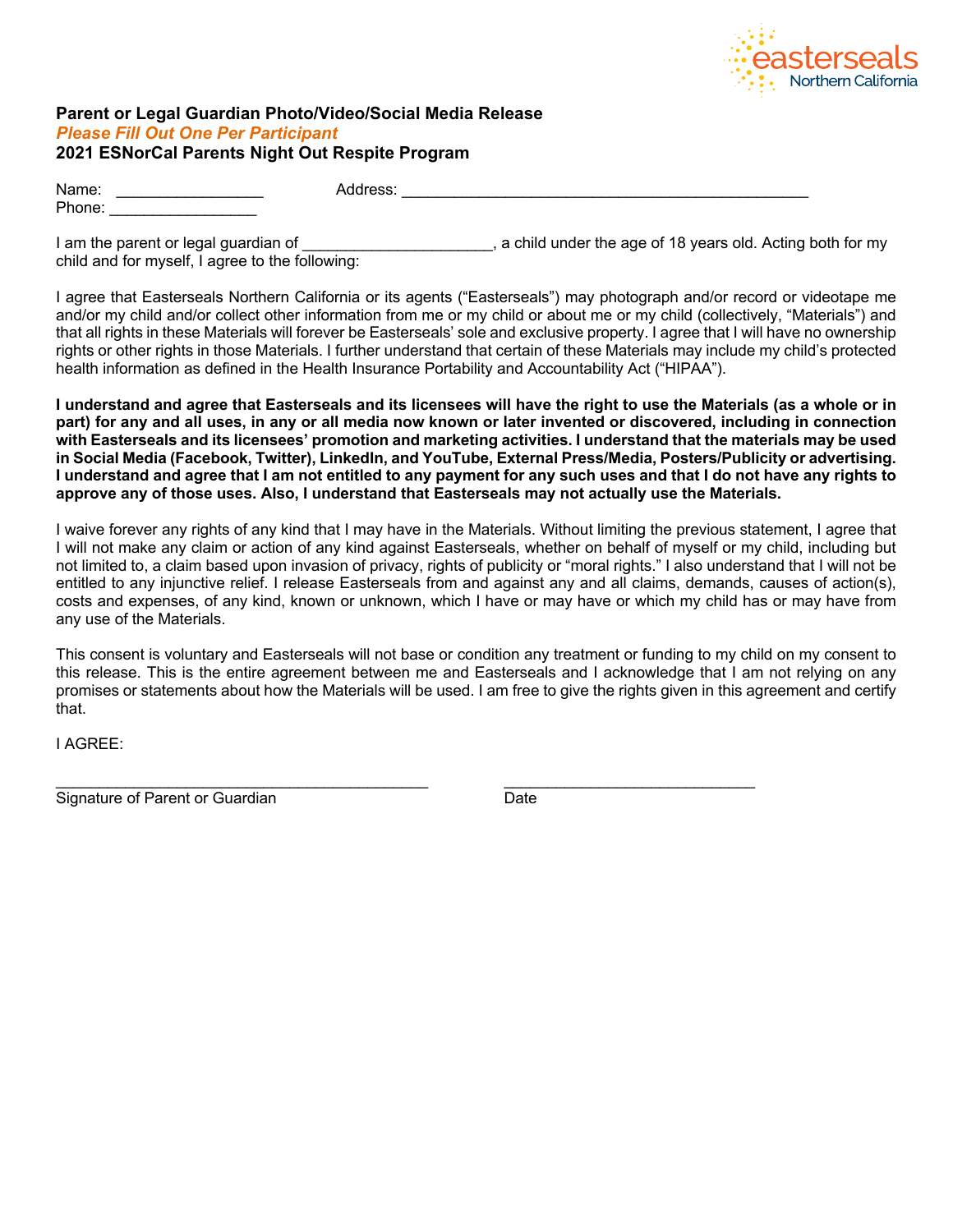easterseals
Northern California

**Parent or Legal Guardian Photo/Video/Social Media Release**
***Please Fill Out One Per Participant***
**2021 ESNorCal Parents Night Out Respite Program**

Name: _________________ Address: _______________________________________________
Phone: _________________

I am the parent or legal guardian of _____________________, a child under the age of 18 years old. Acting both for my child and for myself, I agree to the following:

I agree that Easterseals Northern California or its agents ("Easterseals") may photograph and/or record or videotape me and/or my child and/or collect other information from me or my child or about me or my child (collectively, "Materials") and that all rights in these Materials will forever be Easterseals' sole and exclusive property. I agree that I will have no ownership rights or other rights in those Materials. I further understand that certain of these Materials may include my child's protected health information as defined in the Health Insurance Portability and Accountability Act ("HIPAA").

**I understand and agree that Easterseals and its licensees will have the right to use the Materials (as a whole or in part) for any and all uses, in any or all media now known or later invented or discovered, including in connection with Easterseals and its licensees' promotion and marketing activities. I understand that the materials may be used in Social Media (Facebook, Twitter), LinkedIn, and YouTube, External Press/Media, Posters/Publicity or advertising. I understand and agree that I am not entitled to any payment for any such uses and that I do not have any rights to approve any of those uses. Also, I understand that Easterseals may not actually use the Materials.**

I waive forever any rights of any kind that I may have in the Materials. Without limiting the previous statement, I agree that I will not make any claim or action of any kind against Easterseals, whether on behalf of myself or my child, including but not limited to, a claim based upon invasion of privacy, rights of publicity or "moral rights." I also understand that I will not be entitled to any injunctive relief. I release Easterseals from and against any and all claims, demands, causes of action(s), costs and expenses, of any kind, known or unknown, which I have or may have or which my child has or may have from any use of the Materials.

This consent is voluntary and Easterseals will not base or condition any treatment or funding to my child on my consent to this release. This is the entire agreement between me and Easterseals and I acknowledge that I am not relying on any promises or statements about how the Materials will be used. I am free to give the rights given in this agreement and certify that.

I AGREE:

____________________________________________ ____________________________
Signature of Parent or Guardian Date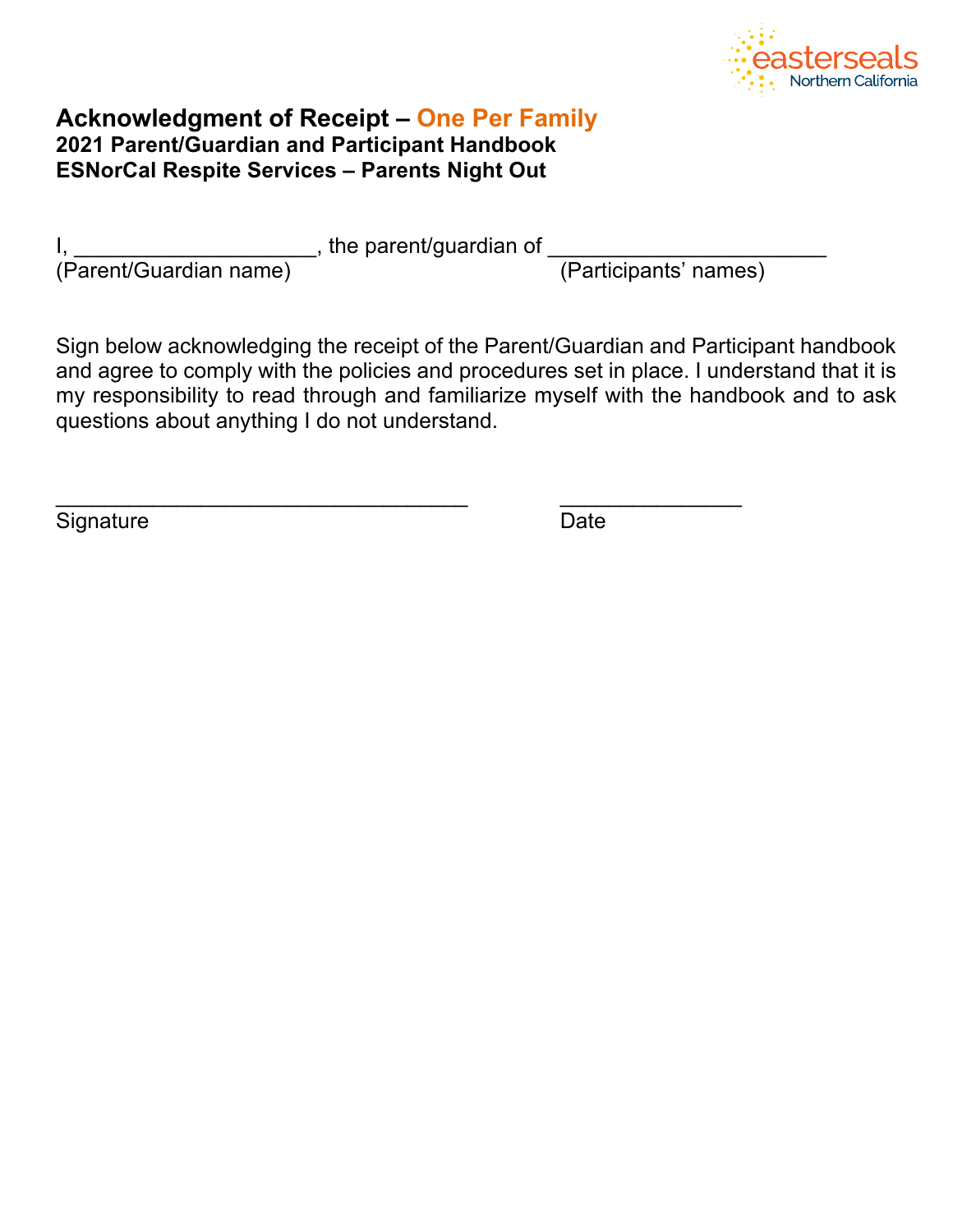## Acknowledgment of Receipt – One Per Family

**2021 Parent/Guardian and Participant Handbook**
**ESNorCal Respite Services – Parents Night Out**

I, ____________________, the parent/guardian of _______________________
(Parent/Guardian name) (Participants' names)

Sign below acknowledging the receipt of the Parent/Guardian and Participant handbook and agree to comply with the policies and procedures set in place. I understand that it is my responsibility to read through and familiarize myself with the handbook and to ask questions about anything I do not understand.

__________________________________ _______________
Signature Date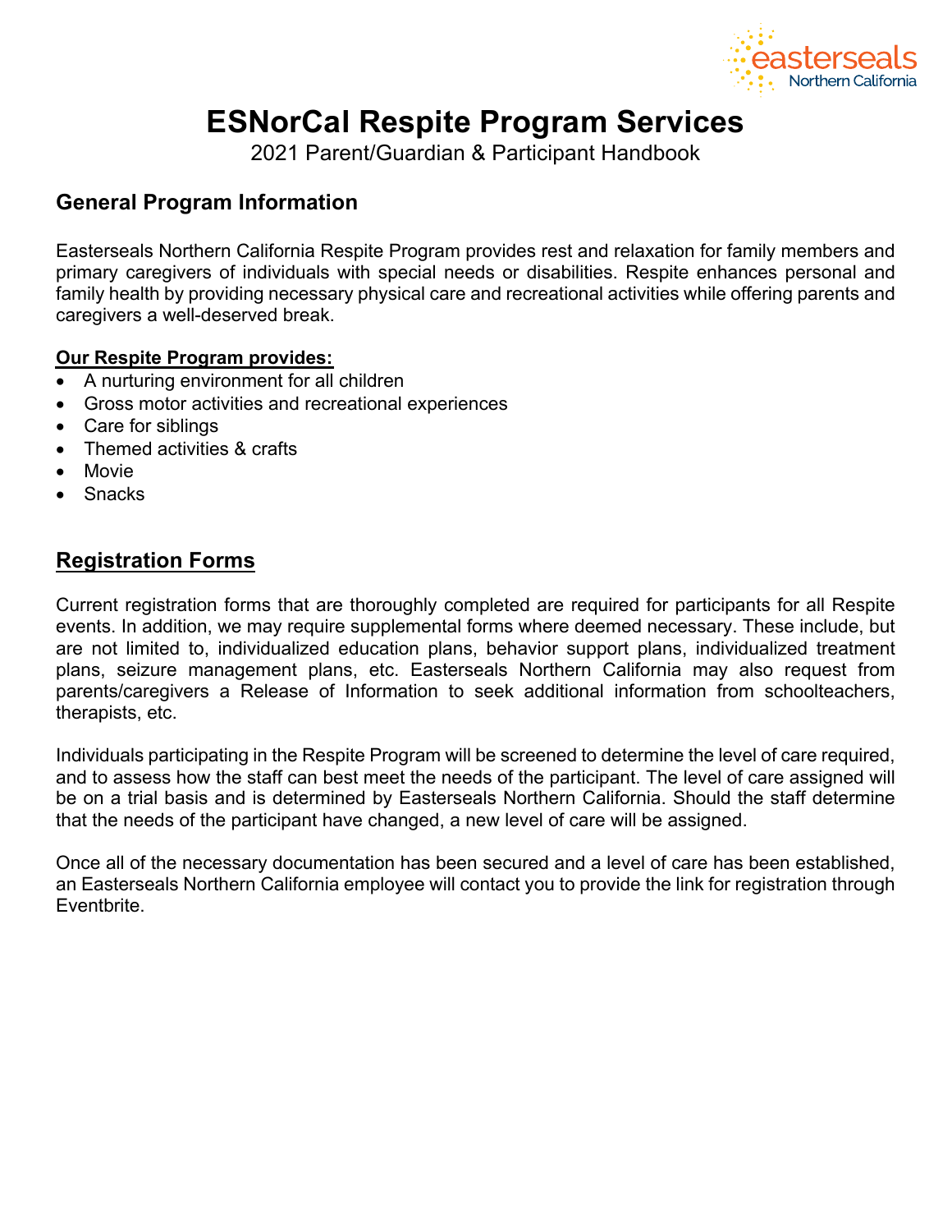# ESNorCal Respite Program Services

2021 Parent/Guardian & Participant Handbook

## General Program Information

Easterseals Northern California Respite Program provides rest and relaxation for family members and primary caregivers of individuals with special needs or disabilities. Respite enhances personal and family health by providing necessary physical care and recreational activities while offering parents and caregivers a well-deserved break.

**Our Respite Program provides:**

- A nurturing environment for all children
- Gross motor activities and recreational experiences
- Care for siblings
- Themed activities & crafts
- Movie
- Snacks

## Registration Forms

Current registration forms that are thoroughly completed are required for participants for all Respite events. In addition, we may require supplemental forms where deemed necessary. These include, but are not limited to, individualized education plans, behavior support plans, individualized treatment plans, seizure management plans, etc. Easterseals Northern California may also request from parents/caregivers a Release of Information to seek additional information from schoolteachers, therapists, etc.

Individuals participating in the Respite Program will be screened to determine the level of care required, and to assess how the staff can best meet the needs of the participant. The level of care assigned will be on a trial basis and is determined by Easterseals Northern California. Should the staff determine that the needs of the participant have changed, a new level of care will be assigned.

Once all of the necessary documentation has been secured and a level of care has been established, an Easterseals Northern California employee will contact you to provide the link for registration through Eventbrite.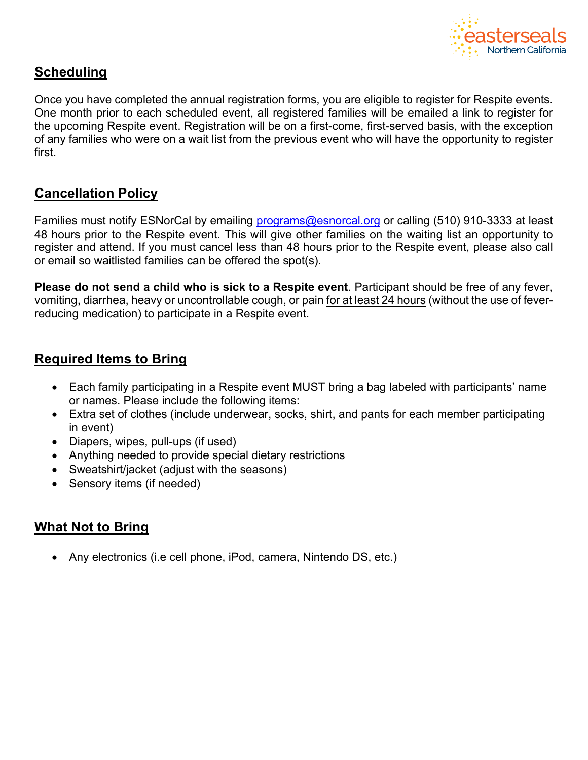## Scheduling

Once you have completed the annual registration forms, you are eligible to register for Respite events. One month prior to each scheduled event, all registered families will be emailed a link to register for the upcoming Respite event. Registration will be on a first-come, first-served basis, with the exception of any families who were on a wait list from the previous event who will have the opportunity to register first.

## Cancellation Policy

Families must notify ESNorCal by emailing programs@esnorcal.org or calling (510) 910-3333 at least 48 hours prior to the Respite event. This will give other families on the waiting list an opportunity to register and attend. If you must cancel less than 48 hours prior to the Respite event, please also call or email so waitlisted families can be offered the spot(s).

**Please do not send a child who is sick to a Respite event**. Participant should be free of any fever, vomiting, diarrhea, heavy or uncontrollable cough, or pain for at least 24 hours (without the use of fever-reducing medication) to participate in a Respite event.

## Required Items to Bring

- Each family participating in a Respite event MUST bring a bag labeled with participants' name or names. Please include the following items:
- Extra set of clothes (include underwear, socks, shirt, and pants for each member participating in event)
- Diapers, wipes, pull-ups (if used)
- Anything needed to provide special dietary restrictions
- Sweatshirt/jacket (adjust with the seasons)
- Sensory items (if needed)

## What Not to Bring

- Any electronics (i.e cell phone, iPod, camera, Nintendo DS, etc.)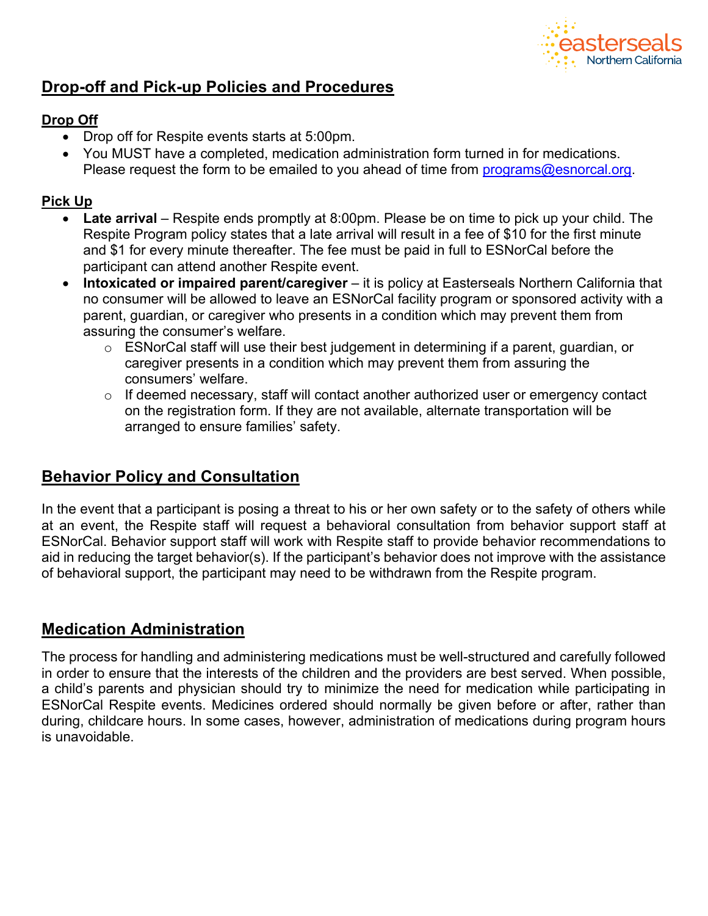## Drop-off and Pick-up Policies and Procedures

### Drop Off

- Drop off for Respite events starts at 5:00pm.
- You MUST have a completed, medication administration form turned in for medications. Please request the form to be emailed to you ahead of time from programs@esnorcal.org.

### Pick Up

- **Late arrival** – Respite ends promptly at 8:00pm. Please be on time to pick up your child. The Respite Program policy states that a late arrival will result in a fee of $10 for the first minute and $1 for every minute thereafter. The fee must be paid in full to ESNorCal before the participant can attend another Respite event.
- **Intoxicated or impaired parent/caregiver** – it is policy at Easterseals Northern California that no consumer will be allowed to leave an ESNorCal facility program or sponsored activity with a parent, guardian, or caregiver who presents in a condition which may prevent them from assuring the consumer's welfare.
  - ESNorCal staff will use their best judgement in determining if a parent, guardian, or caregiver presents in a condition which may prevent them from assuring the consumers' welfare.
  - If deemed necessary, staff will contact another authorized user or emergency contact on the registration form. If they are not available, alternate transportation will be arranged to ensure families' safety.

## Behavior Policy and Consultation

In the event that a participant is posing a threat to his or her own safety or to the safety of others while at an event, the Respite staff will request a behavioral consultation from behavior support staff at ESNorCal. Behavior support staff will work with Respite staff to provide behavior recommendations to aid in reducing the target behavior(s). If the participant's behavior does not improve with the assistance of behavioral support, the participant may need to be withdrawn from the Respite program.

## Medication Administration

The process for handling and administering medications must be well-structured and carefully followed in order to ensure that the interests of the children and the providers are best served. When possible, a child's parents and physician should try to minimize the need for medication while participating in ESNorCal Respite events. Medicines ordered should normally be given before or after, rather than during, childcare hours. In some cases, however, administration of medications during program hours is unavoidable.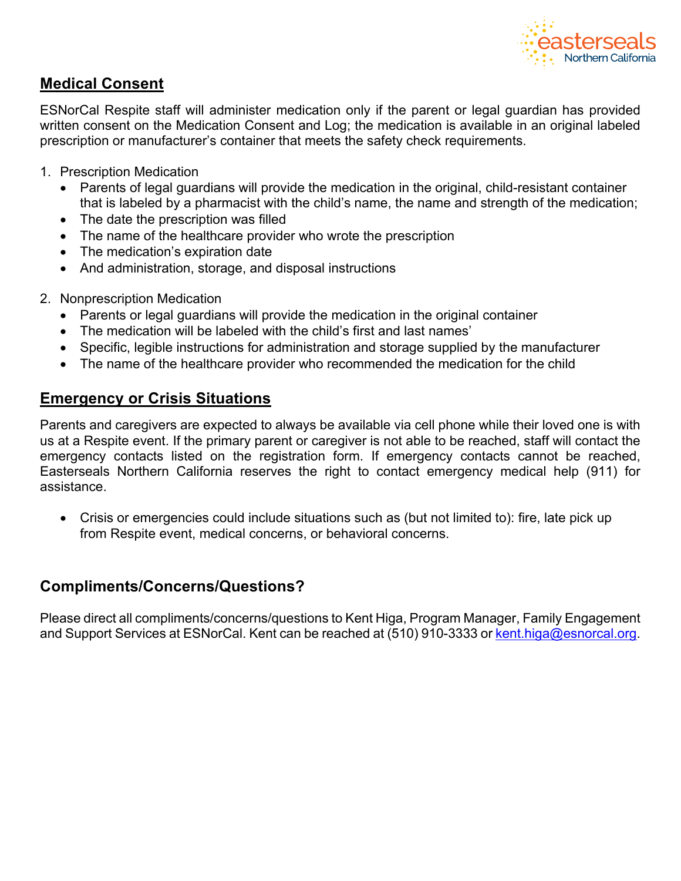## Medical Consent

ESNorCal Respite staff will administer medication only if the parent or legal guardian has provided written consent on the Medication Consent and Log; the medication is available in an original labeled prescription or manufacturer's container that meets the safety check requirements.

1. Prescription Medication
   - Parents of legal guardians will provide the medication in the original, child-resistant container that is labeled by a pharmacist with the child's name, the name and strength of the medication;
   - The date the prescription was filled
   - The name of the healthcare provider who wrote the prescription
   - The medication's expiration date
   - And administration, storage, and disposal instructions

2. Nonprescription Medication
   - Parents or legal guardians will provide the medication in the original container
   - The medication will be labeled with the child's first and last names'
   - Specific, legible instructions for administration and storage supplied by the manufacturer
   - The name of the healthcare provider who recommended the medication for the child

## Emergency or Crisis Situations

Parents and caregivers are expected to always be available via cell phone while their loved one is with us at a Respite event. If the primary parent or caregiver is not able to be reached, staff will contact the emergency contacts listed on the registration form. If emergency contacts cannot be reached, Easterseals Northern California reserves the right to contact emergency medical help (911) for assistance.

- Crisis or emergencies could include situations such as (but not limited to): fire, late pick up from Respite event, medical concerns, or behavioral concerns.

## Compliments/Concerns/Questions?

Please direct all compliments/concerns/questions to Kent Higa, Program Manager, Family Engagement and Support Services at ESNorCal. Kent can be reached at (510) 910-3333 or kent.higa@esnorcal.org.